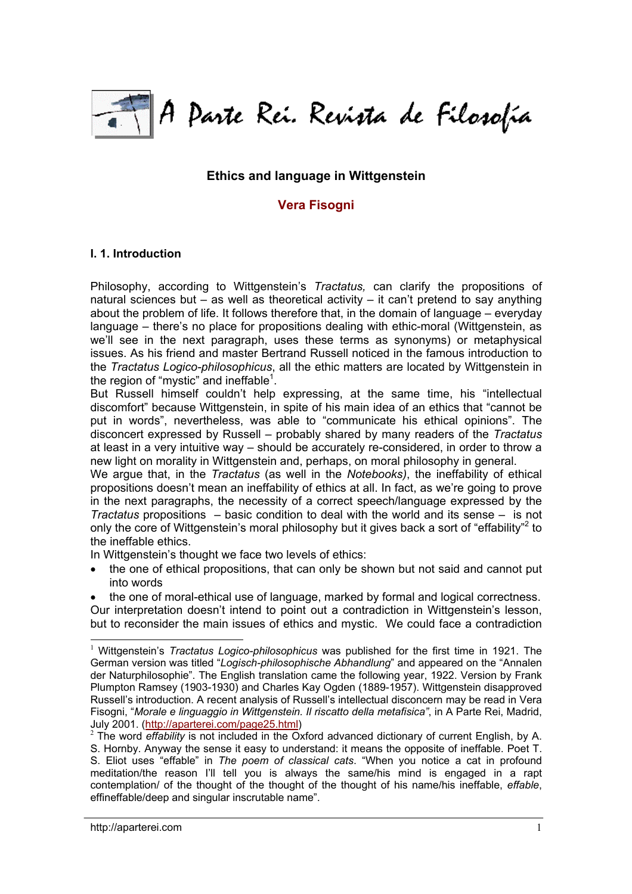# Ethics and language in Wittgenstein

**Vera Fisogni**

### I. 1. Introduction

Philosophy, according to Wittgenstein's *Tractatus,* can clarify the propositions of natural sciences but – as well as theoretical activity – it can't pretend to say anything about the problem of life. It follows therefore that, in the domain of language – everyday language – there's no place for propositions dealing with ethic-moral (Wittgenstein, as we'll see in the next paragraph, uses these terms as synonyms) or metaphysical issues. As his friend and master Bertrand Russell noticed in the famous introduction to the *Tractatus Logico-philosophicus*, all the ethic matters are located by Wittgenstein in the region of "mystic" and ineffable[1].

But Russell himself couldn't help expressing, at the same time, his "intellectual discomfort" because Wittgenstein, in spite of his main idea of an ethics that "cannot be put in words", nevertheless, was able to "communicate his ethical opinions". The disconcert expressed by Russell – probably shared by many readers of the *Tractatus* at least in a very intuitive way – should be accurately re-considered, in order to throw a new light on morality in Wittgenstein and, perhaps, on moral philosophy in general.

We argue that, in the *Tractatus* (as well in the *Notebooks)*, the ineffability of ethical propositions doesn't mean an ineffability of ethics at all. In fact, as we're going to prove in the next paragraphs, the necessity of a correct speech/language expressed by the *Tractatus* propositions – basic condition to deal with the world and its sense – is not only the core of Wittgenstein's moral philosophy but it gives back a sort of "effability"[2] to the ineffable ethics.

In Wittgenstein's thought we face two levels of ethics:

- the one of ethical propositions, that can only be shown but not said and cannot put into words
- the one of moral-ethical use of language, marked by formal and logical correctness.

Our interpretation doesn't intend to point out a contradiction in Wittgenstein's lesson, but to reconsider the main issues of ethics and mystic. We could face a contradiction

---

[1] Wittgenstein's *Tractatus Logico-philosophicus* was published for the first time in 1921. The German version was titled "*Logisch-philosophische Abhandlung*" and appeared on the "Annalen der Naturphilosophie". The English translation came the following year, 1922. Version by Frank Plumpton Ramsey (1903-1930) and Charles Kay Ogden (1889-1957). Wittgenstein disapproved Russell's introduction. A recent analysis of Russell's intellectual disconcern may be read in Vera Fisogni, "*Morale e linguaggio in Wittgenstein. Il riscatto della metafisica"*, in A Parte Rei, Madrid, July 2001. (http://aparterei.com/page25.html)

[2] The word *effability* is not included in the Oxford advanced dictionary of current English, by A. S. Hornby. Anyway the sense it easy to understand: it means the opposite of ineffable. Poet T. S. Eliot uses "effable" in *The poem of classical cats*. "When you notice a cat in profound meditation/the reason I'll tell you is always the same/his mind is engaged in a rapt contemplation/ of the thought of the thought of the thought of his name/his ineffable, *effable*, effineffable/deep and singular inscrutable name".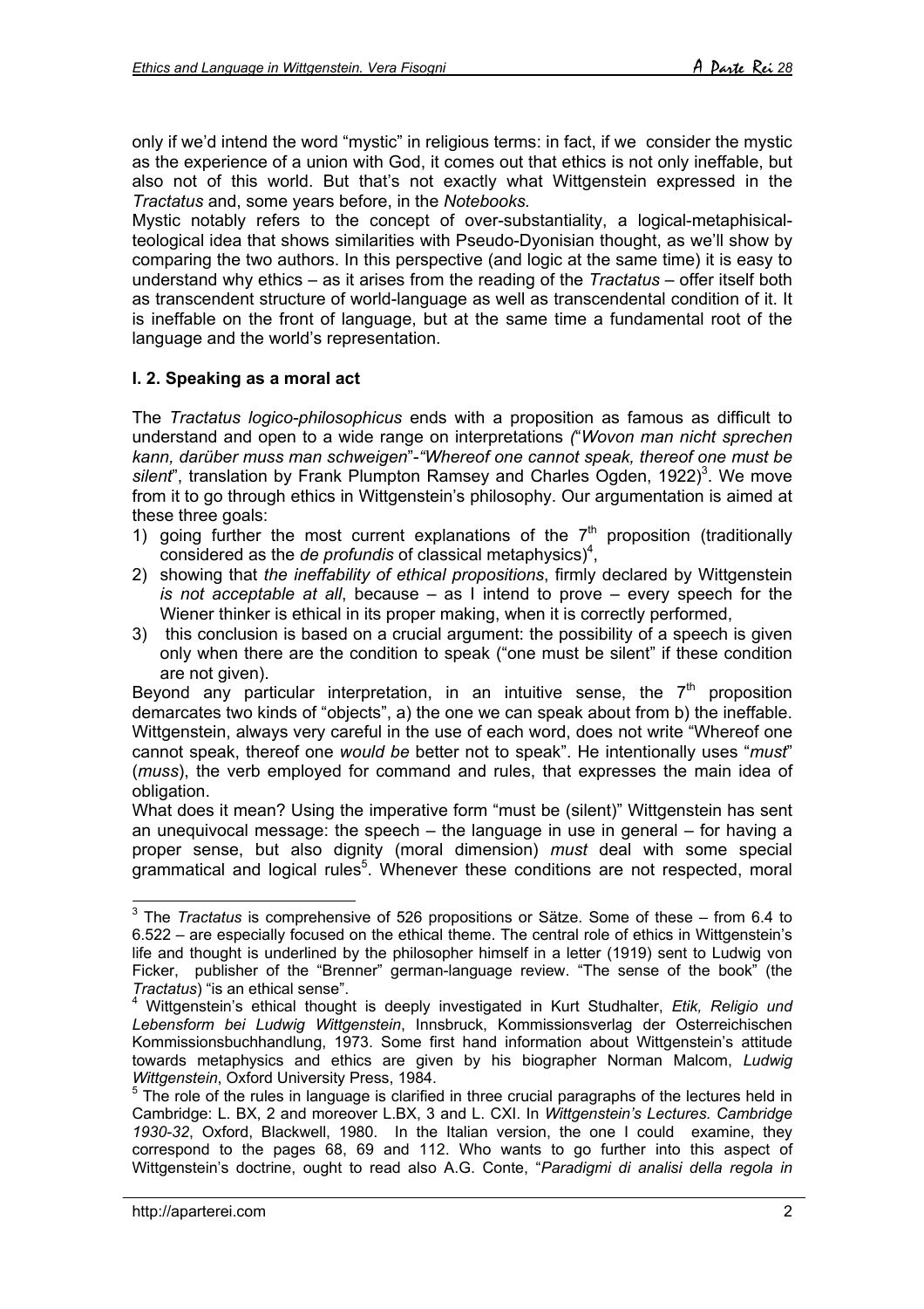only if we'd intend the word "mystic" in religious terms: in fact, if we consider the mystic as the experience of a union with God, it comes out that ethics is not only ineffable, but also not of this world. But that's not exactly what Wittgenstein expressed in the *Tractatus* and, some years before, in the *Notebooks.*

Mystic notably refers to the concept of over-substantiality, a logical-metaphisical-teological idea that shows similarities with Pseudo-Dyonisian thought, as we'll show by comparing the two authors. In this perspective (and logic at the same time) it is easy to understand why ethics – as it arises from the reading of the *Tractatus* – offer itself both as transcendent structure of world-language as well as transcendental condition of it. It is ineffable on the front of language, but at the same time a fundamental root of the language and the world's representation.

### I. 2. Speaking as a moral act

The *Tractatus logico-philosophicus* ends with a proposition as famous as difficult to understand and open to a wide range on interpretations *("Wovon man nicht sprechen kann, darüber muss man schweigen"-"Whereof one cannot speak, thereof one must be silent"*, translation by Frank Plumpton Ramsey and Charles Ogden, 1922)[3]. We move from it to go through ethics in Wittgenstein's philosophy. Our argumentation is aimed at these three goals:

1) going further the most current explanations of the 7[th] proposition (traditionally considered as the *de profundis* of classical metaphysics)[4],
2) showing that *the ineffability of ethical propositions*, firmly declared by Wittgenstein *is not acceptable at all*, because – as I intend to prove – every speech for the Wiener thinker is ethical in its proper making, when it is correctly performed,
3) this conclusion is based on a crucial argument: the possibility of a speech is given only when there are the condition to speak ("one must be silent" if these condition are not given).

Beyond any particular interpretation, in an intuitive sense, the 7[th] proposition demarcates two kinds of "objects", a) the one we can speak about from b) the ineffable. Wittgenstein, always very careful in the use of each word, does not write "Whereof one cannot speak, thereof one *would be* better not to speak". He intentionally uses "*must*" (*muss*), the verb employed for command and rules, that expresses the main idea of obligation.

What does it mean? Using the imperative form "must be (silent)" Wittgenstein has sent an unequivocal message: the speech – the language in use in general – for having a proper sense, but also dignity (moral dimension) *must* deal with some special grammatical and logical rules[5]. Whenever these conditions are not respected, moral

---

[3] The *Tractatus* is comprehensive of 526 propositions or Sätze. Some of these – from 6.4 to 6.522 – are especially focused on the ethical theme. The central role of ethics in Wittgenstein's life and thought is underlined by the philosopher himself in a letter (1919) sent to Ludwig von Ficker, publisher of the "Brenner" german-language review. "The sense of the book" (the *Tractatus*) "is an ethical sense".

[4] Wittgenstein's ethical thought is deeply investigated in Kurt Studhalter, *Etik, Religio und Lebensform bei Ludwig Wittgenstein*, Innsbruck, Kommissionsverlag der Osterreichischen Kommissionsbuchhandlung, 1973. Some first hand information about Wittgenstein's attitude towards metaphysics and ethics are given by his biographer Norman Malcom, *Ludwig Wittgenstein*, Oxford University Press, 1984.

[5] The role of the rules in language is clarified in three crucial paragraphs of the lectures held in Cambridge: L. BX, 2 and moreover L.BX, 3 and L. CXI. In *Wittgenstein's Lectures. Cambridge 1930-32*, Oxford, Blackwell, 1980. In the Italian version, the one I could examine, they correspond to the pages 68, 69 and 112. Who wants to go further into this aspect of Wittgenstein's doctrine, ought to read also A.G. Conte, "*Paradigmi di analisi della regola in*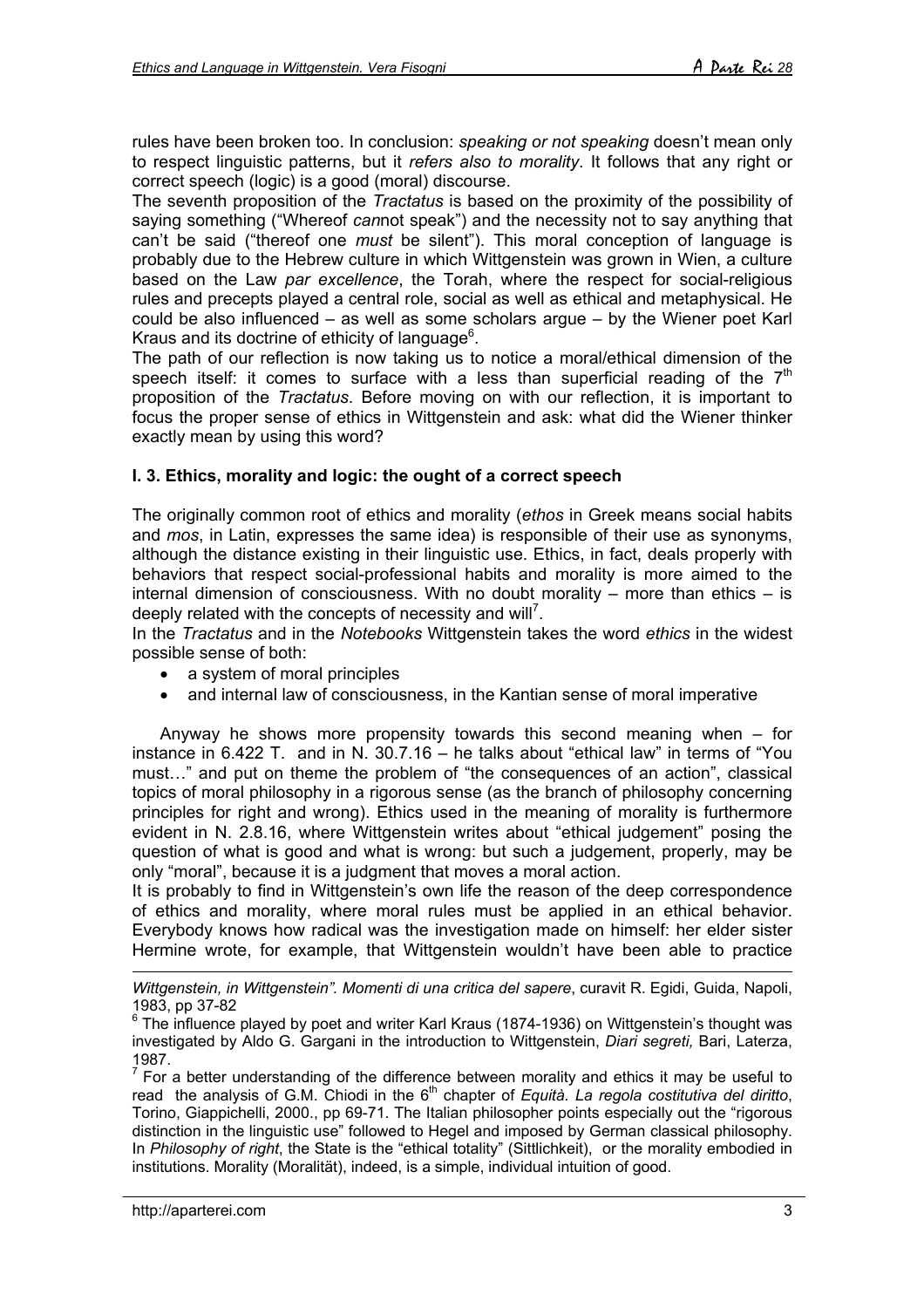rules have been broken too. In conclusion: *speaking or not speaking* doesn't mean only to respect linguistic patterns, but it *refers also to morality*. It follows that any right or correct speech (logic) is a good (moral) discourse.

The seventh proposition of the *Tractatus* is based on the proximity of the possibility of saying something ("Whereof *can*not speak") and the necessity not to say anything that can't be said ("thereof one *must* be silent"). This moral conception of language is probably due to the Hebrew culture in which Wittgenstein was grown in Wien, a culture based on the Law *par excellence*, the Torah, where the respect for social-religious rules and precepts played a central role, social as well as ethical and metaphysical. He could be also influenced – as well as some scholars argue – by the Wiener poet Karl Kraus and its doctrine of ethicity of language[6].

The path of our reflection is now taking us to notice a moral/ethical dimension of the speech itself: it comes to surface with a less than superficial reading of the 7th proposition of the *Tractatus*. Before moving on with our reflection, it is important to focus the proper sense of ethics in Wittgenstein and ask: what did the Wiener thinker exactly mean by using this word?

### I. 3. Ethics, morality and logic: the ought of a correct speech

The originally common root of ethics and morality (*ethos* in Greek means social habits and *mos*, in Latin, expresses the same idea) is responsible of their use as synonyms, although the distance existing in their linguistic use. Ethics, in fact, deals properly with behaviors that respect social-professional habits and morality is more aimed to the internal dimension of consciousness. With no doubt morality – more than ethics – is deeply related with the concepts of necessity and will[7].

In the *Tractatus* and in the *Notebooks* Wittgenstein takes the word *ethics* in the widest possible sense of both:

- a system of moral principles
- and internal law of consciousness, in the Kantian sense of moral imperative

Anyway he shows more propensity towards this second meaning when – for instance in 6.422 T. and in N. 30.7.16 – he talks about "ethical law" in terms of "You must…" and put on theme the problem of "the consequences of an action", classical topics of moral philosophy in a rigorous sense (as the branch of philosophy concerning principles for right and wrong). Ethics used in the meaning of morality is furthermore evident in N. 2.8.16, where Wittgenstein writes about "ethical judgement" posing the question of what is good and what is wrong: but such a judgement, properly, may be only "moral", because it is a judgment that moves a moral action.

It is probably to find in Wittgenstein's own life the reason of the deep correspondence of ethics and morality, where moral rules must be applied in an ethical behavior. Everybody knows how radical was the investigation made on himself: her elder sister Hermine wrote, for example, that Wittgenstein wouldn't have been able to practice

---

*Wittgenstein, in Wittgenstein". Momenti di una critica del sapere*, curavit R. Egidi, Guida, Napoli, 1983, pp 37-82

[6] The influence played by poet and writer Karl Kraus (1874-1936) on Wittgenstein's thought was investigated by Aldo G. Gargani in the introduction to Wittgenstein, *Diari segreti,* Bari, Laterza, 1987.

[7] For a better understanding of the difference between morality and ethics it may be useful to read the analysis of G.M. Chiodi in the 6th chapter of *Equità. La regola costitutiva del diritto*, Torino, Giappichelli, 2000., pp 69-71. The Italian philosopher points especially out the "rigorous distinction in the linguistic use" followed to Hegel and imposed by German classical philosophy. In *Philosophy of right*, the State is the "ethical totality" (Sittlichkeit), or the morality embodied in institutions. Morality (Moralität), indeed, is a simple, individual intuition of good.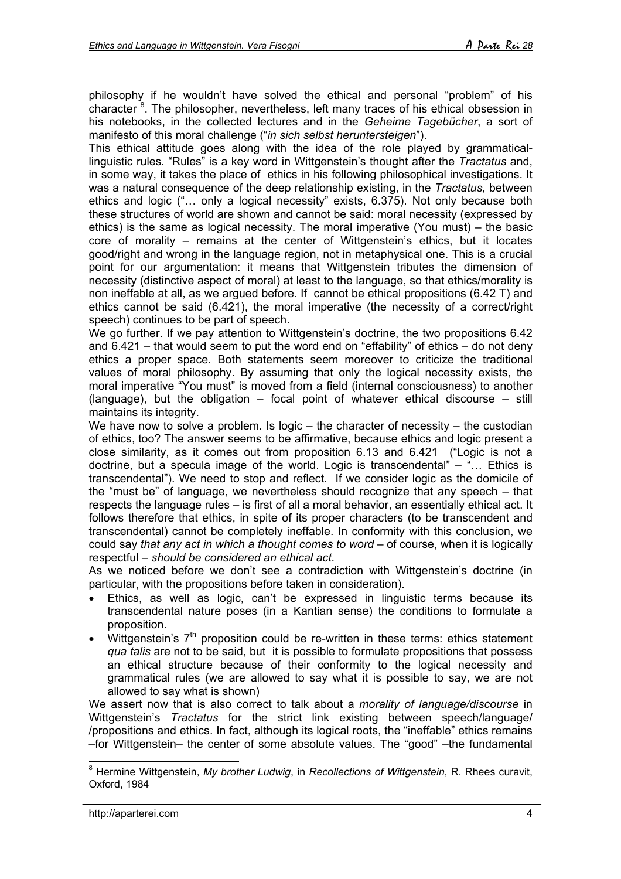philosophy if he wouldn't have solved the ethical and personal "problem" of his character [8]. The philosopher, nevertheless, left many traces of his ethical obsession in his notebooks, in the collected lectures and in the *Geheime Tagebücher*, a sort of manifesto of this moral challenge ("*in sich selbst heruntersteigen*").

This ethical attitude goes along with the idea of the role played by grammatical-linguistic rules. "Rules" is a key word in Wittgenstein's thought after the *Tractatus* and, in some way, it takes the place of ethics in his following philosophical investigations. It was a natural consequence of the deep relationship existing, in the *Tractatus*, between ethics and logic ("… only a logical necessity" exists, 6.375). Not only because both these structures of world are shown and cannot be said: moral necessity (expressed by ethics) is the same as logical necessity. The moral imperative (You must) – the basic core of morality – remains at the center of Wittgenstein's ethics, but it locates good/right and wrong in the language region, not in metaphysical one. This is a crucial point for our argumentation: it means that Wittgenstein tributes the dimension of necessity (distinctive aspect of moral) at least to the language, so that ethics/morality is non ineffable at all, as we argued before. If cannot be ethical propositions (6.42 T) and ethics cannot be said (6.421), the moral imperative (the necessity of a correct/right speech) continues to be part of speech.

We go further. If we pay attention to Wittgenstein's doctrine, the two propositions 6.42 and 6.421 – that would seem to put the word end on "effability" of ethics – do not deny ethics a proper space. Both statements seem moreover to criticize the traditional values of moral philosophy. By assuming that only the logical necessity exists, the moral imperative "You must" is moved from a field (internal consciousness) to another (language), but the obligation – focal point of whatever ethical discourse – still maintains its integrity.

We have now to solve a problem. Is logic – the character of necessity – the custodian of ethics, too? The answer seems to be affirmative, because ethics and logic present a close similarity, as it comes out from proposition 6.13 and 6.421 ("Logic is not a doctrine, but a specula image of the world. Logic is transcendental" – "… Ethics is transcendental"). We need to stop and reflect. If we consider logic as the domicile of the "must be" of language, we nevertheless should recognize that any speech – that respects the language rules – is first of all a moral behavior, an essentially ethical act. It follows therefore that ethics, in spite of its proper characters (to be transcendent and transcendental) cannot be completely ineffable. In conformity with this conclusion, we could say *that any act in which a thought comes to word* – of course, when it is logically respectful – *should be considered an ethical act*.

As we noticed before we don't see a contradiction with Wittgenstein's doctrine (in particular, with the propositions before taken in consideration).

- Ethics, as well as logic, can't be expressed in linguistic terms because its transcendental nature poses (in a Kantian sense) the conditions to formulate a proposition.
- Wittgenstein's 7th proposition could be re-written in these terms: ethics statement *qua talis* are not to be said, but it is possible to formulate propositions that possess an ethical structure because of their conformity to the logical necessity and grammatical rules (we are allowed to say what it is possible to say, we are not allowed to say what is shown)

We assert now that is also correct to talk about a *morality of language/discourse* in Wittgenstein's *Tractatus* for the strict link existing between speech/language/ /propositions and ethics. In fact, although its logical roots, the "ineffable" ethics remains –for Wittgenstein– the center of some absolute values. The "good" –the fundamental

---

[8] Hermine Wittgenstein, *My brother Ludwig*, in *Recollections of Wittgenstein*, R. Rhees curavit, Oxford, 1984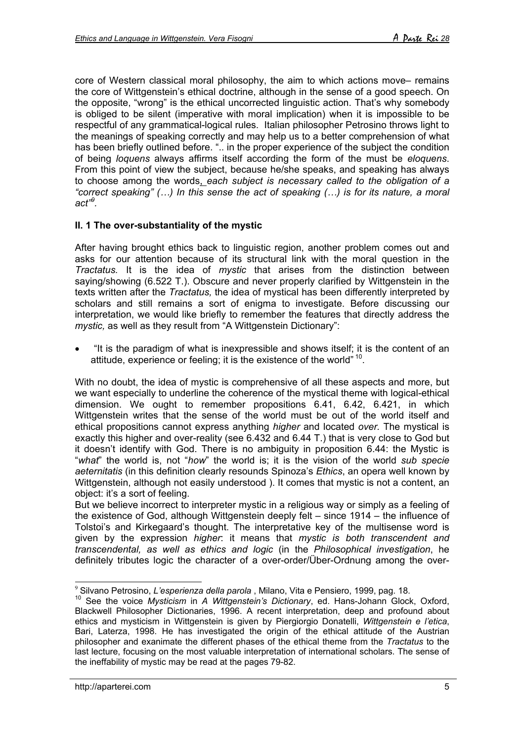core of Western classical moral philosophy, the aim to which actions move– remains the core of Wittgenstein's ethical doctrine, although in the sense of a good speech. On the opposite, "wrong" is the ethical uncorrected linguistic action. That's why somebody is obliged to be silent (imperative with moral implication) when it is impossible to be respectful of any grammatical-logical rules. Italian philosopher Petrosino throws light to the meanings of speaking correctly and may help us to a better comprehension of what has been briefly outlined before. ".. in the proper experience of the subject the condition of being *loquens* always affirms itself according the form of the must be *eloquens*. From this point of view the subject, because he/she speaks, and speaking has always to choose among the words, *each subject is necessary called to the obligation of a "correct speaking" (…) In this sense the act of speaking (…) is for its nature, a moral act"*[9].

### II. 1 The over-substantiality of the mystic

After having brought ethics back to linguistic region, another problem comes out and asks for our attention because of its structural link with the moral question in the *Tractatus.* It is the idea of *mystic* that arises from the distinction between saying/showing (6.522 T.). Obscure and never properly clarified by Wittgenstein in the texts written after the *Tractatus,* the idea of mystical has been differently interpreted by scholars and still remains a sort of enigma to investigate. Before discussing our interpretation, we would like briefly to remember the features that directly address the *mystic,* as well as they result from "A Wittgenstein Dictionary":

- "It is the paradigm of what is inexpressible and shows itself; it is the content of an attitude, experience or feeling; it is the existence of the world" [10].

With no doubt, the idea of mystic is comprehensive of all these aspects and more, but we want especially to underline the coherence of the mystical theme with logical-ethical dimension. We ought to remember propositions 6.41, 6.42, 6.421, in which Wittgenstein writes that the sense of the world must be out of the world itself and ethical propositions cannot express anything *higher* and located *over.* The mystical is exactly this higher and over-reality (see 6.432 and 6.44 T.) that is very close to God but it doesn't identify with God. There is no ambiguity in proposition 6.44: the Mystic is "*what*" the world is, not "*how*" the world is; it is the vision of the world *sub specie aeternitatis* (in this definition clearly resounds Spinoza's *Ethics*, an opera well known by Wittgenstein, although not easily understood ). It comes that mystic is not a content, an object: it's a sort of feeling.

But we believe incorrect to interpreter mystic in a religious way or simply as a feeling of the existence of God, although Wittgenstein deeply felt – since 1914 – the influence of Tolstoi's and Kirkegaard's thought. The interpretative key of the multisense word is given by the expression *higher*: it means that *mystic is both transcendent and transcendental, as well as ethics and logic* (in the *Philosophical investigation*, he definitely tributes logic the character of a over-order/Über-Ordnung among the over-

---

[9] Silvano Petrosino, *L'esperienza della parola* , Milano, Vita e Pensiero, 1999, pag. 18.

[10] See the voice *Mysticism* in *A Wittgenstein's Dictionary*, ed. Hans-Johann Glock, Oxford, Blackwell Philosopher Dictionaries, 1996. A recent interpretation, deep and profound about ethics and mysticism in Wittgenstein is given by Piergiorgio Donatelli, *Wittgenstein e l'etica*, Bari, Laterza, 1998. He has investigated the origin of the ethical attitude of the Austrian philosopher and exanimate the different phases of the ethical theme from the *Tractatus* to the last lecture, focusing on the most valuable interpretation of international scholars. The sense of the ineffability of mystic may be read at the pages 79-82.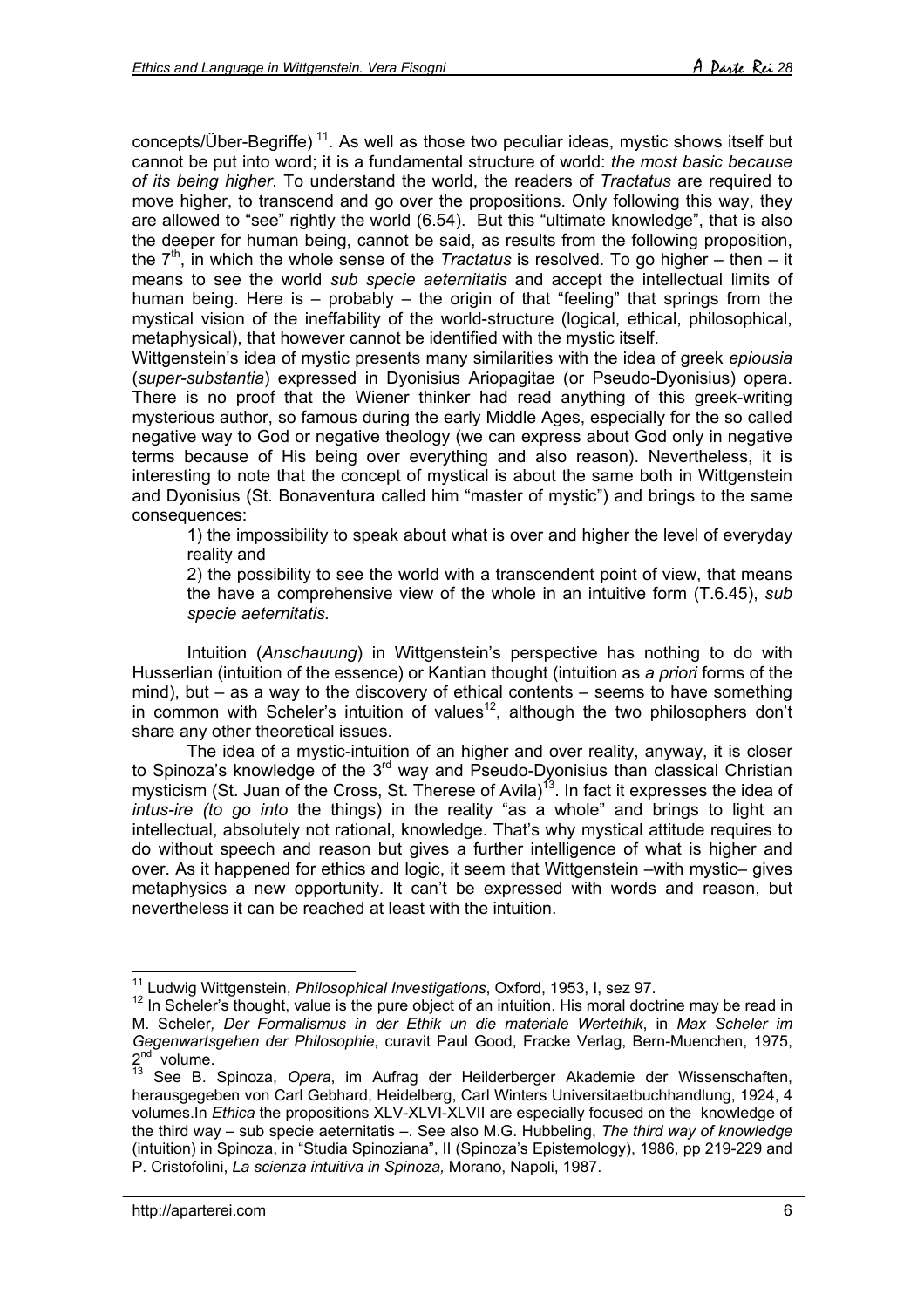concepts/Über-Begriffe)[11]. As well as those two peculiar ideas, mystic shows itself but cannot be put into word; it is a fundamental structure of world: *the most basic because of its being higher*. To understand the world, the readers of *Tractatus* are required to move higher, to transcend and go over the propositions. Only following this way, they are allowed to "see" rightly the world (6.54). But this "ultimate knowledge", that is also the deeper for human being, cannot be said, as results from the following proposition, the 7th, in which the whole sense of the *Tractatus* is resolved. To go higher – then – it means to see the world *sub specie aeternitatis* and accept the intellectual limits of human being. Here is – probably – the origin of that "feeling" that springs from the mystical vision of the ineffability of the world-structure (logical, ethical, philosophical, metaphysical), that however cannot be identified with the mystic itself.

Wittgenstein's idea of mystic presents many similarities with the idea of greek *epiousia* (*super-substantia*) expressed in Dyonisius Ariopagitae (or Pseudo-Dyonisius) opera. There is no proof that the Wiener thinker had read anything of this greek-writing mysterious author, so famous during the early Middle Ages, especially for the so called negative way to God or negative theology (we can express about God only in negative terms because of His being over everything and also reason). Nevertheless, it is interesting to note that the concept of mystical is about the same both in Wittgenstein and Dyonisius (St. Bonaventura called him "master of mystic") and brings to the same consequences:

1) the impossibility to speak about what is over and higher the level of everyday reality and

2) the possibility to see the world with a transcendent point of view, that means the have a comprehensive view of the whole in an intuitive form (T.6.45), *sub specie aeternitatis.*

Intuition (*Anschauung*) in Wittgenstein's perspective has nothing to do with Husserlian (intuition of the essence) or Kantian thought (intuition as *a priori* forms of the mind), but – as a way to the discovery of ethical contents – seems to have something in common with Scheler's intuition of values[12], although the two philosophers don't share any other theoretical issues.

The idea of a mystic-intuition of an higher and over reality, anyway, it is closer to Spinoza's knowledge of the 3rd way and Pseudo-Dyonisius than classical Christian mysticism (St. Juan of the Cross, St. Therese of Avila)[13]. In fact it expresses the idea of *intus-ire (to go into* the things) in the reality "as a whole" and brings to light an intellectual, absolutely not rational, knowledge. That's why mystical attitude requires to do without speech and reason but gives a further intelligence of what is higher and over. As it happened for ethics and logic, it seem that Wittgenstein –with mystic– gives metaphysics a new opportunity. It can't be expressed with words and reason, but nevertheless it can be reached at least with the intuition.

---

[11] Ludwig Wittgenstein, *Philosophical Investigations*, Oxford, 1953, I, sez 97.

[12] In Scheler's thought, value is the pure object of an intuition. His moral doctrine may be read in M. Scheler*, Der Formalismus in der Ethik un die materiale Wertethik*, in *Max Scheler im Gegenwartsgehen der Philosophie*, curavit Paul Good, Fracke Verlag, Bern-Muenchen, 1975, 2nd volume.

[13] See B. Spinoza, *Opera*, im Aufrag der Heilderberger Akademie der Wissenschaften, herausgegeben von Carl Gebhard, Heidelberg, Carl Winters Universitaetbuchhandlung, 1924, 4 volumes.In *Ethica* the propositions XLV-XLVI-XLVII are especially focused on the knowledge of the third way – sub specie aeternitatis –. See also M.G. Hubbeling, *The third way of knowledge* (intuition) in Spinoza, in "Studia Spinoziana", II (Spinoza's Epistemology), 1986, pp 219-229 and P. Cristofolini, *La scienza intuitiva in Spinoza,* Morano, Napoli, 1987.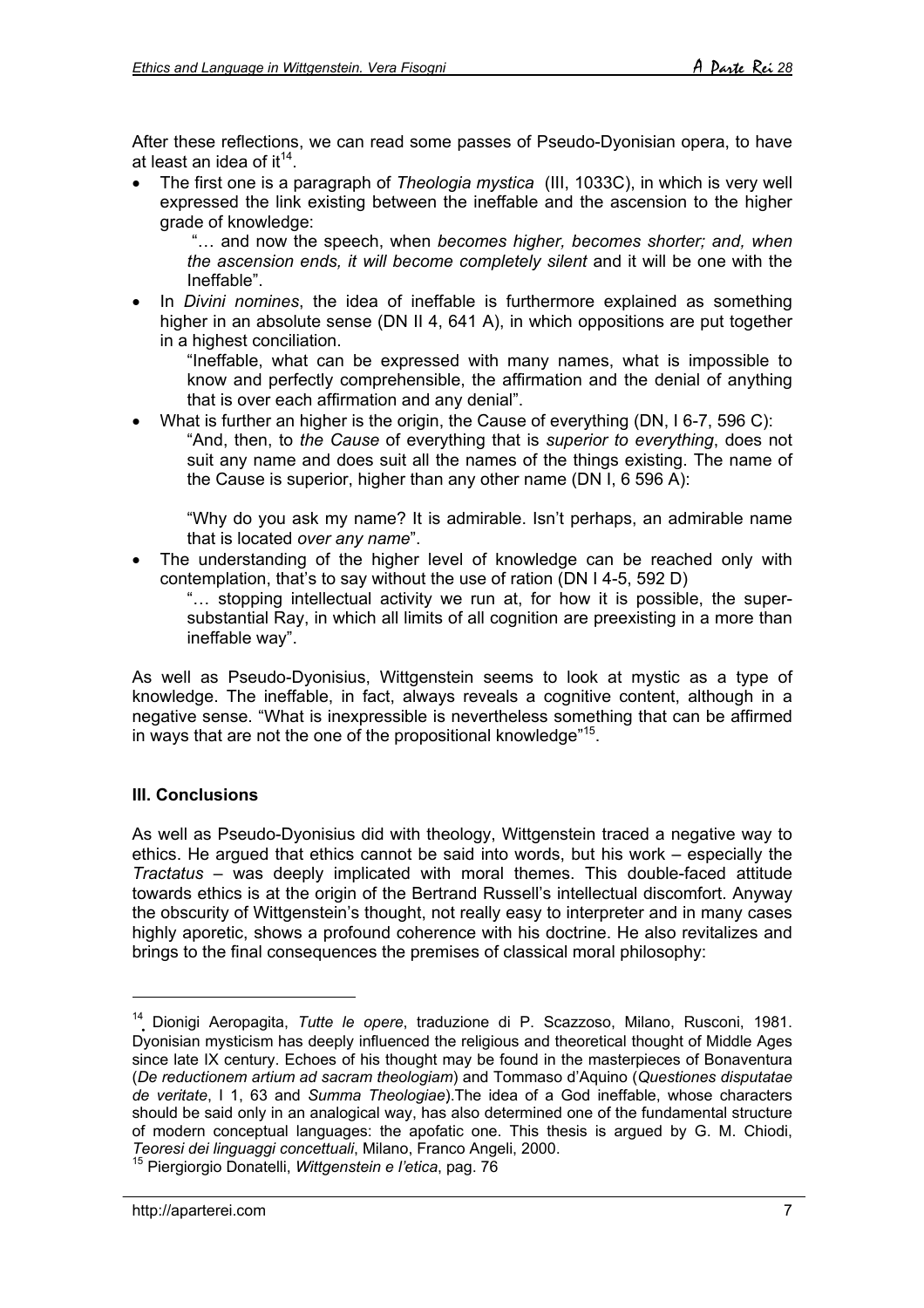After these reflections, we can read some passes of Pseudo-Dyonisian opera, to have at least an idea of it[14].

- The first one is a paragraph of *Theologia mystica* (III, 1033C), in which is very well expressed the link existing between the ineffable and the ascension to the higher grade of knowledge:

  "… and now the speech, when *becomes higher, becomes shorter; and, when the ascension ends, it will become completely silent* and it will be one with the Ineffable".

- In *Divini nomines*, the idea of ineffable is furthermore explained as something higher in an absolute sense (DN II 4, 641 A), in which oppositions are put together in a highest conciliation.

  "Ineffable, what can be expressed with many names, what is impossible to know and perfectly comprehensible, the affirmation and the denial of anything that is over each affirmation and any denial".

- What is further an higher is the origin, the Cause of everything (DN, I 6-7, 596 C):

  "And, then, to *the Cause* of everything that is *superior to everything*, does not suit any name and does suit all the names of the things existing. The name of the Cause is superior, higher than any other name (DN I, 6 596 A):

  "Why do you ask my name? It is admirable. Isn't perhaps, an admirable name that is located *over any name*".

- The understanding of the higher level of knowledge can be reached only with contemplation, that's to say without the use of ration (DN I 4-5, 592 D)

  "… stopping intellectual activity we run at, for how it is possible, the super-substantial Ray, in which all limits of all cognition are preexisting in a more than ineffable way".

As well as Pseudo-Dyonisius, Wittgenstein seems to look at mystic as a type of knowledge. The ineffable, in fact, always reveals a cognitive content, although in a negative sense. "What is inexpressible is nevertheless something that can be affirmed in ways that are not the one of the propositional knowledge"[15].

### III. Conclusions

As well as Pseudo-Dyonisius did with theology, Wittgenstein traced a negative way to ethics. He argued that ethics cannot be said into words, but his work – especially the *Tractatus* – was deeply implicated with moral themes. This double-faced attitude towards ethics is at the origin of the Bertrand Russell's intellectual discomfort. Anyway the obscurity of Wittgenstein's thought, not really easy to interpreter and in many cases highly aporetic, shows a profound coherence with his doctrine. He also revitalizes and brings to the final consequences the premises of classical moral philosophy:

---

[14] Dionigi Aeropagita, *Tutte le opere*, traduzione di P. Scazzoso, Milano, Rusconi, 1981. Dyonisian mysticism has deeply influenced the religious and theoretical thought of Middle Ages since late IX century. Echoes of his thought may be found in the masterpieces of Bonaventura (*De reductionem artium ad sacram theologiam*) and Tommaso d'Aquino (*Questiones disputatae de veritate*, I 1, 63 and *Summa Theologiae*).The idea of a God ineffable, whose characters should be said only in an analogical way, has also determined one of the fundamental structure of modern conceptual languages: the apofatic one. This thesis is argued by G. M. Chiodi, *Teoresi dei linguaggi concettuali*, Milano, Franco Angeli, 2000.

[15] Piergiorgio Donatelli, *Wittgenstein e l'etica*, pag. 76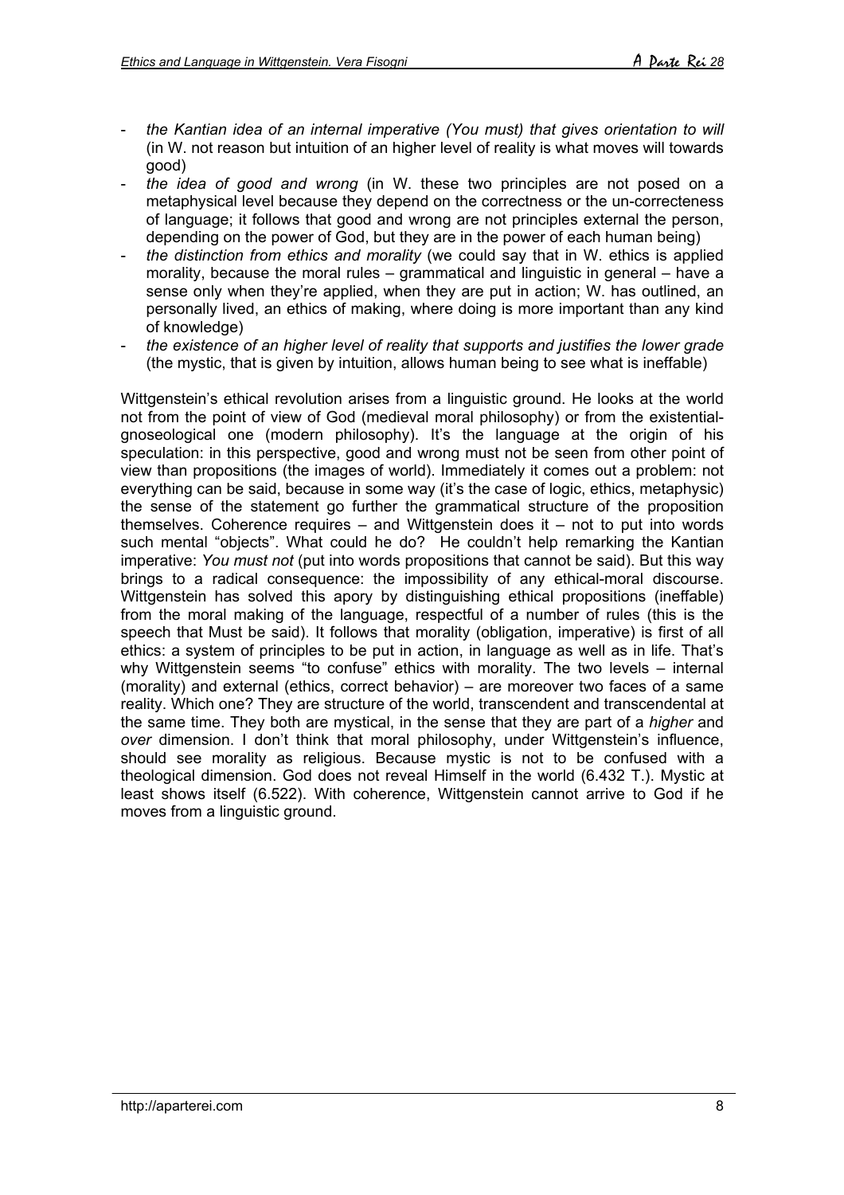- *the Kantian idea of an internal imperative (You must) that gives orientation to will* (in W. not reason but intuition of an higher level of reality is what moves will towards good)
- *the idea of good and wrong* (in W. these two principles are not posed on a metaphysical level because they depend on the correctness or the un-correcteness of language; it follows that good and wrong are not principles external the person, depending on the power of God, but they are in the power of each human being)
- *the distinction from ethics and morality* (we could say that in W. ethics is applied morality, because the moral rules – grammatical and linguistic in general – have a sense only when they're applied, when they are put in action; W. has outlined, an personally lived, an ethics of making, where doing is more important than any kind of knowledge)
- *the existence of an higher level of reality that supports and justifies the lower grade* (the mystic, that is given by intuition, allows human being to see what is ineffable)

Wittgenstein's ethical revolution arises from a linguistic ground. He looks at the world not from the point of view of God (medieval moral philosophy) or from the existential-gnoseological one (modern philosophy). It's the language at the origin of his speculation: in this perspective, good and wrong must not be seen from other point of view than propositions (the images of world). Immediately it comes out a problem: not everything can be said, because in some way (it's the case of logic, ethics, metaphysic) the sense of the statement go further the grammatical structure of the proposition themselves. Coherence requires – and Wittgenstein does it – not to put into words such mental "objects". What could he do? He couldn't help remarking the Kantian imperative: *You must not* (put into words propositions that cannot be said). But this way brings to a radical consequence: the impossibility of any ethical-moral discourse. Wittgenstein has solved this apory by distinguishing ethical propositions (ineffable) from the moral making of the language, respectful of a number of rules (this is the speech that Must be said). It follows that morality (obligation, imperative) is first of all ethics: a system of principles to be put in action, in language as well as in life. That's why Wittgenstein seems "to confuse" ethics with morality. The two levels – internal (morality) and external (ethics, correct behavior) – are moreover two faces of a same reality. Which one? They are structure of the world, transcendent and transcendental at the same time. They both are mystical, in the sense that they are part of a *higher* and *over* dimension. I don't think that moral philosophy, under Wittgenstein's influence, should see morality as religious. Because mystic is not to be confused with a theological dimension. God does not reveal Himself in the world (6.432 T.). Mystic at least shows itself (6.522). With coherence, Wittgenstein cannot arrive to God if he moves from a linguistic ground.